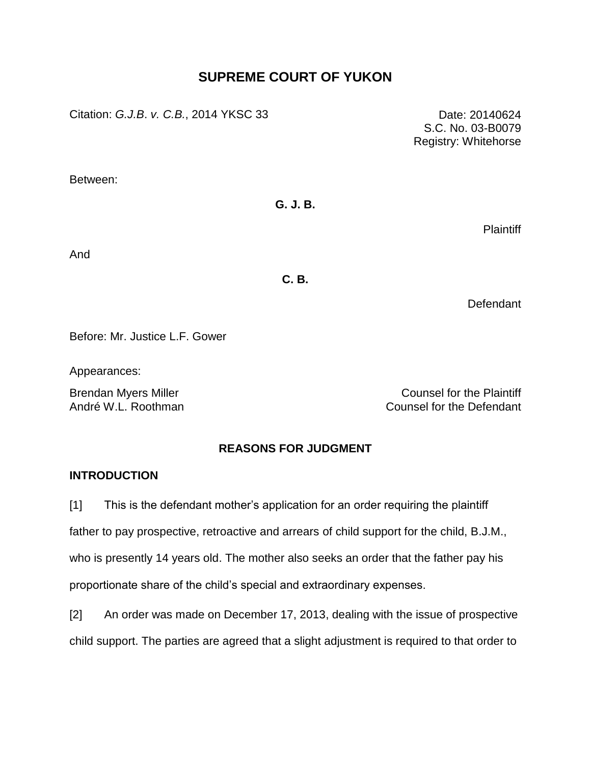# SUPREME COURT OF YUKON

Citation: *G.J.B. v. C.B.*, 2014 YKSC 33

Date: 20140624
S.C. No. 03-B0079
Registry: Whitehorse

Between:

**G. J. B.**

Plaintiff

And

**C. B.**

Defendant

Before: Mr. Justice L.F. Gower

Appearances:

Brendan Myers Miller — Counsel for the Plaintiff
André W.L. Roothman — Counsel for the Defendant

## REASONS FOR JUDGMENT

### INTRODUCTION

[1] This is the defendant mother's application for an order requiring the plaintiff father to pay prospective, retroactive and arrears of child support for the child, B.J.M., who is presently 14 years old. The mother also seeks an order that the father pay his proportionate share of the child's special and extraordinary expenses.

[2] An order was made on December 17, 2013, dealing with the issue of prospective child support. The parties are agreed that a slight adjustment is required to that order to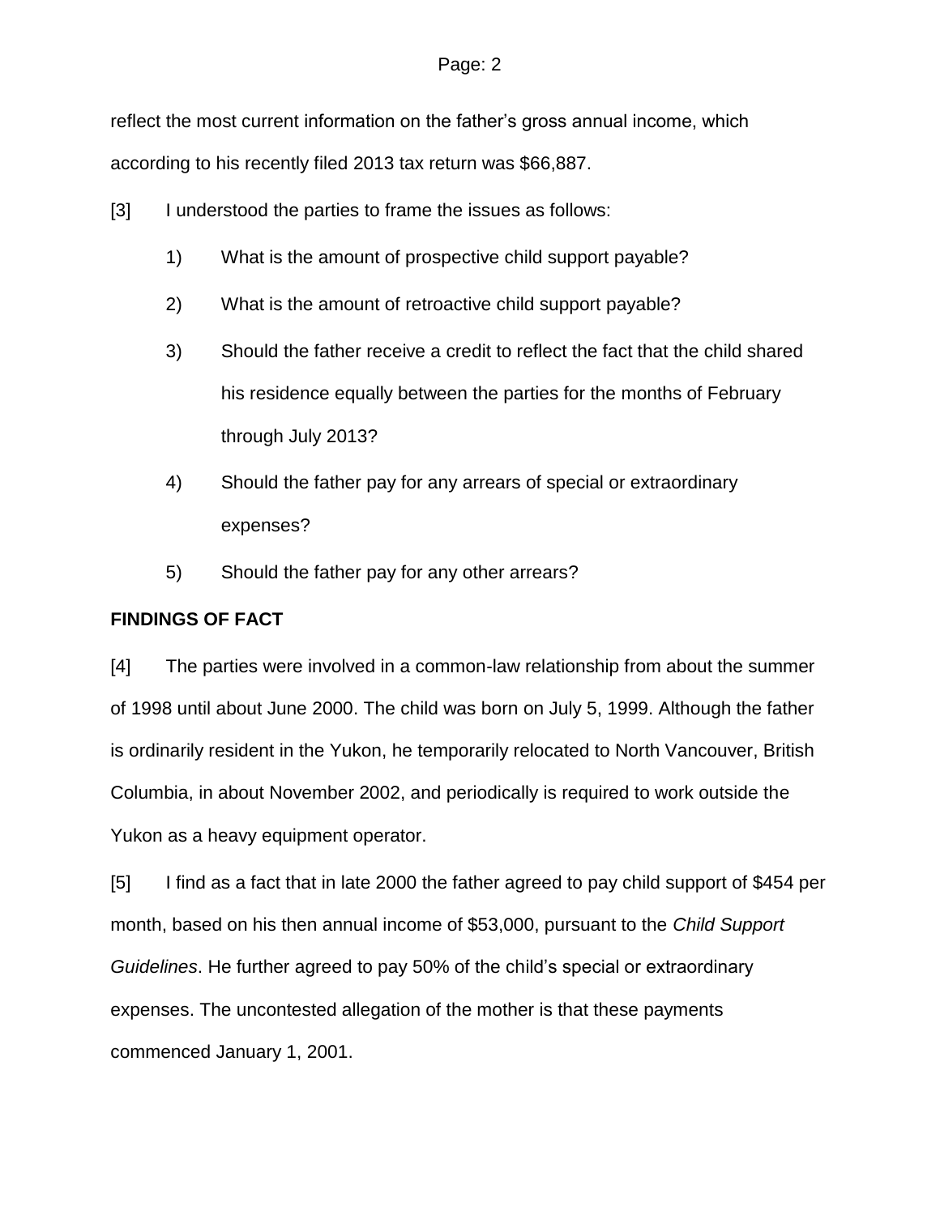reflect the most current information on the father's gross annual income, which according to his recently filed 2013 tax return was $66,887.

[3] I understood the parties to frame the issues as follows:

1) What is the amount of prospective child support payable?

2) What is the amount of retroactive child support payable?

3) Should the father receive a credit to reflect the fact that the child shared his residence equally between the parties for the months of February through July 2013?

4) Should the father pay for any arrears of special or extraordinary expenses?

5) Should the father pay for any other arrears?

**FINDINGS OF FACT**

[4] The parties were involved in a common-law relationship from about the summer of 1998 until about June 2000. The child was born on July 5, 1999. Although the father is ordinarily resident in the Yukon, he temporarily relocated to North Vancouver, British Columbia, in about November 2002, and periodically is required to work outside the Yukon as a heavy equipment operator.

[5] I find as a fact that in late 2000 the father agreed to pay child support of $454 per month, based on his then annual income of $53,000, pursuant to the *Child Support Guidelines*. He further agreed to pay 50% of the child's special or extraordinary expenses. The uncontested allegation of the mother is that these payments commenced January 1, 2001.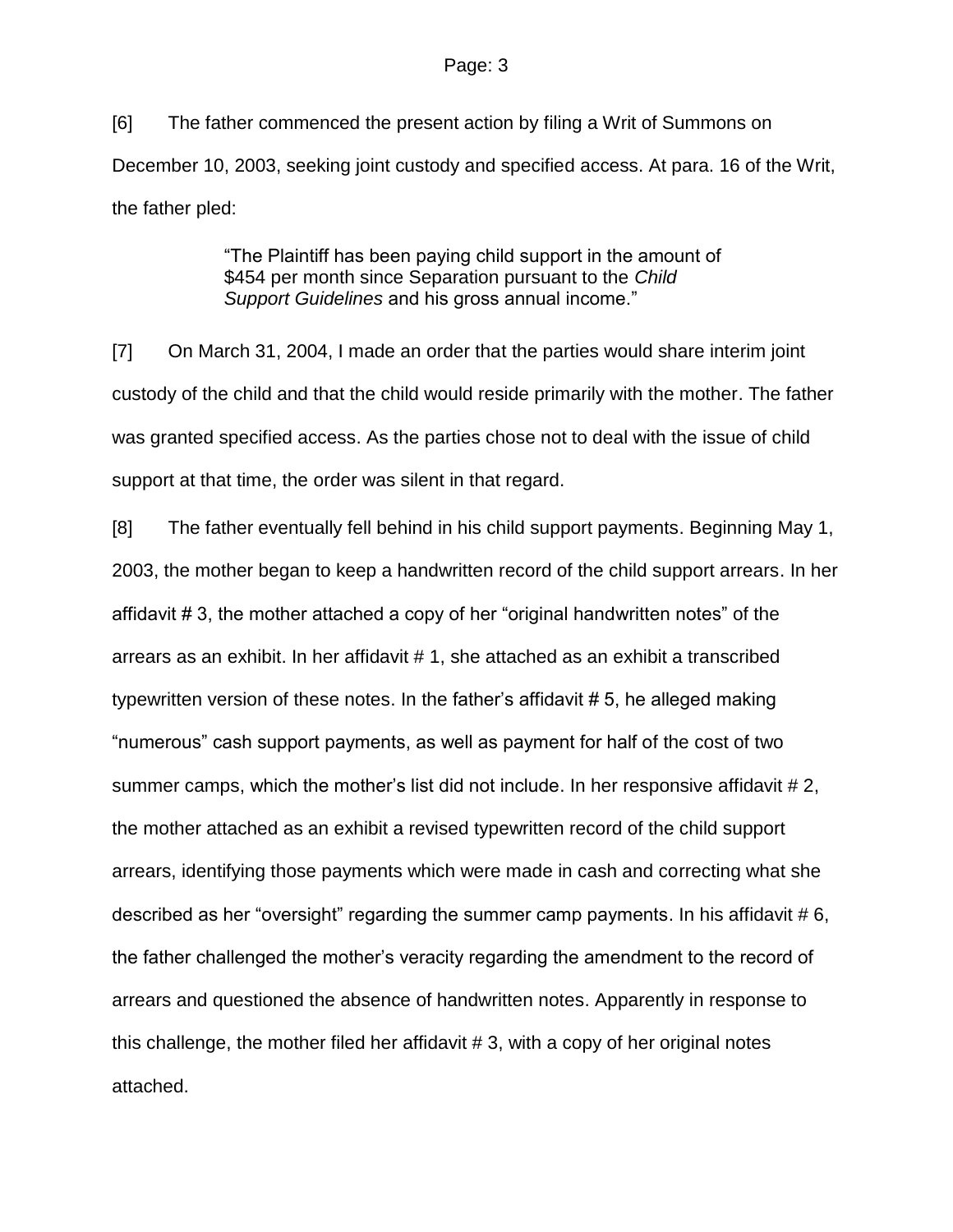[6] The father commenced the present action by filing a Writ of Summons on December 10, 2003, seeking joint custody and specified access. At para. 16 of the Writ, the father pled:

> "The Plaintiff has been paying child support in the amount of $454 per month since Separation pursuant to the *Child Support Guidelines* and his gross annual income."

[7] On March 31, 2004, I made an order that the parties would share interim joint custody of the child and that the child would reside primarily with the mother. The father was granted specified access. As the parties chose not to deal with the issue of child support at that time, the order was silent in that regard.

[8] The father eventually fell behind in his child support payments. Beginning May 1, 2003, the mother began to keep a handwritten record of the child support arrears. In her affidavit # 3, the mother attached a copy of her "original handwritten notes" of the arrears as an exhibit. In her affidavit # 1, she attached as an exhibit a transcribed typewritten version of these notes. In the father's affidavit # 5, he alleged making "numerous" cash support payments, as well as payment for half of the cost of two summer camps, which the mother's list did not include. In her responsive affidavit # 2, the mother attached as an exhibit a revised typewritten record of the child support arrears, identifying those payments which were made in cash and correcting what she described as her "oversight" regarding the summer camp payments. In his affidavit # 6, the father challenged the mother's veracity regarding the amendment to the record of arrears and questioned the absence of handwritten notes. Apparently in response to this challenge, the mother filed her affidavit # 3, with a copy of her original notes attached.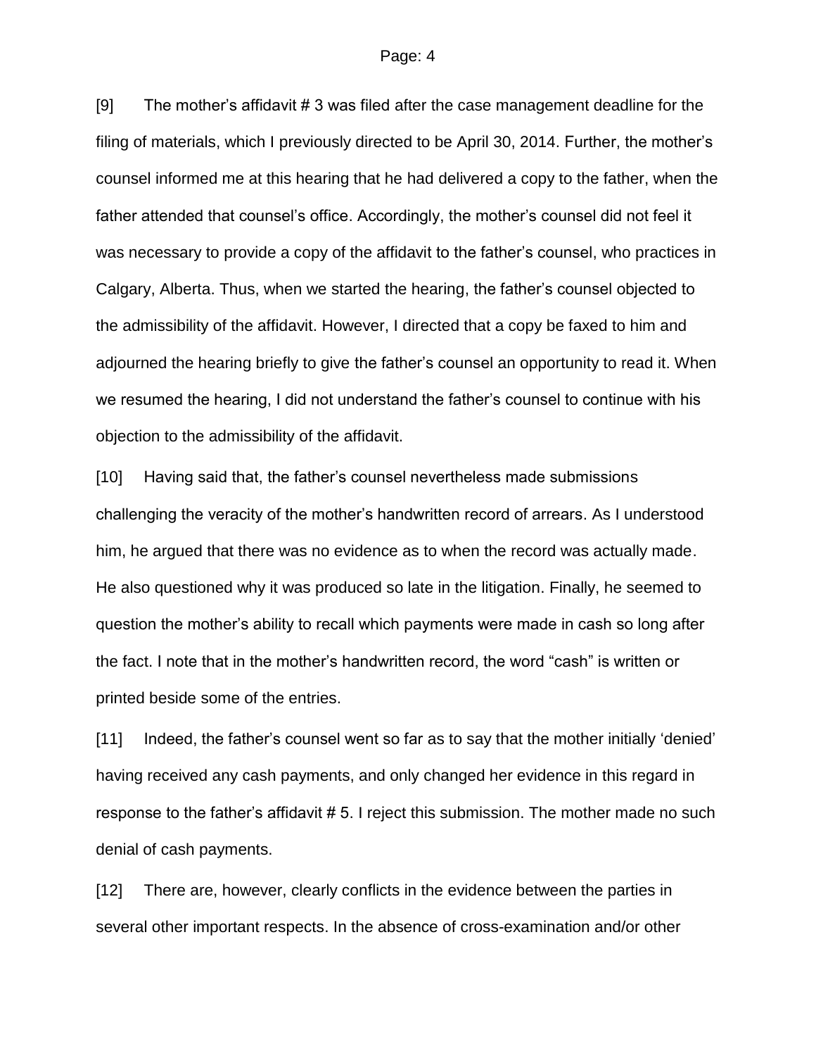[9] The mother's affidavit # 3 was filed after the case management deadline for the filing of materials, which I previously directed to be April 30, 2014. Further, the mother's counsel informed me at this hearing that he had delivered a copy to the father, when the father attended that counsel's office. Accordingly, the mother's counsel did not feel it was necessary to provide a copy of the affidavit to the father's counsel, who practices in Calgary, Alberta. Thus, when we started the hearing, the father's counsel objected to the admissibility of the affidavit. However, I directed that a copy be faxed to him and adjourned the hearing briefly to give the father's counsel an opportunity to read it. When we resumed the hearing, I did not understand the father's counsel to continue with his objection to the admissibility of the affidavit.

[10] Having said that, the father's counsel nevertheless made submissions challenging the veracity of the mother's handwritten record of arrears. As I understood him, he argued that there was no evidence as to when the record was actually made. He also questioned why it was produced so late in the litigation. Finally, he seemed to question the mother's ability to recall which payments were made in cash so long after the fact. I note that in the mother's handwritten record, the word "cash" is written or printed beside some of the entries.

[11] Indeed, the father's counsel went so far as to say that the mother initially 'denied' having received any cash payments, and only changed her evidence in this regard in response to the father's affidavit # 5. I reject this submission. The mother made no such denial of cash payments.

[12] There are, however, clearly conflicts in the evidence between the parties in several other important respects. In the absence of cross-examination and/or other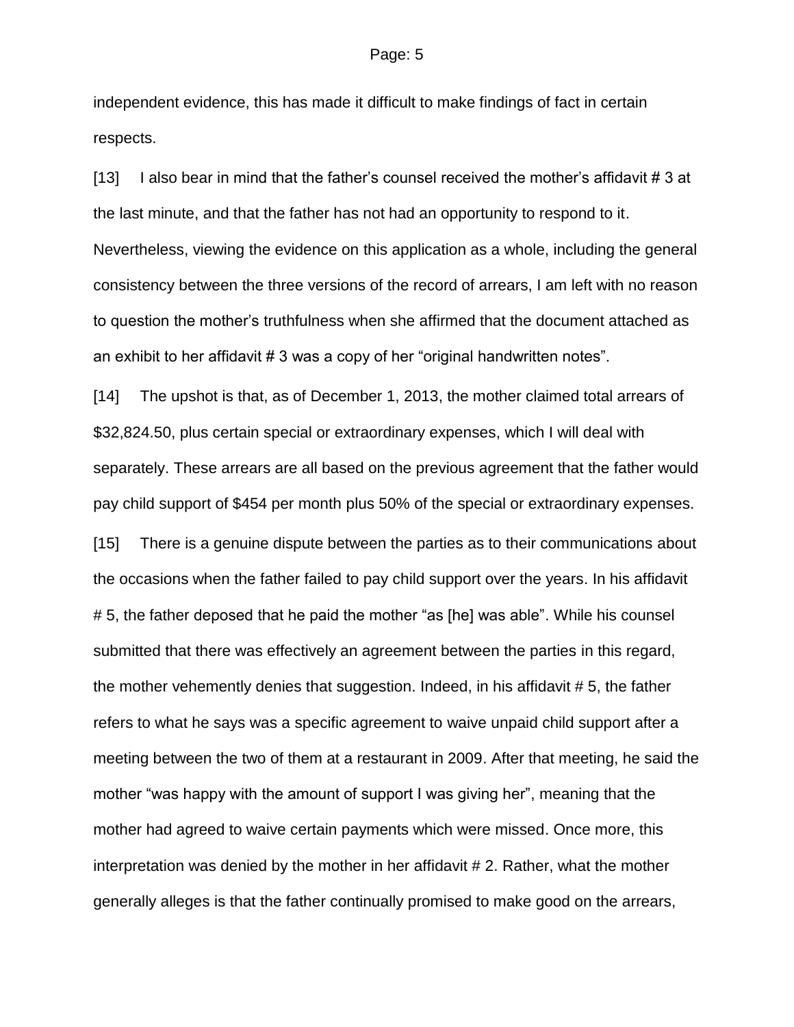independent evidence, this has made it difficult to make findings of fact in certain respects.

[13] I also bear in mind that the father's counsel received the mother's affidavit # 3 at the last minute, and that the father has not had an opportunity to respond to it. Nevertheless, viewing the evidence on this application as a whole, including the general consistency between the three versions of the record of arrears, I am left with no reason to question the mother's truthfulness when she affirmed that the document attached as an exhibit to her affidavit # 3 was a copy of her "original handwritten notes".

[14] The upshot is that, as of December 1, 2013, the mother claimed total arrears of $32,824.50, plus certain special or extraordinary expenses, which I will deal with separately. These arrears are all based on the previous agreement that the father would pay child support of $454 per month plus 50% of the special or extraordinary expenses.

[15] There is a genuine dispute between the parties as to their communications about the occasions when the father failed to pay child support over the years. In his affidavit # 5, the father deposed that he paid the mother "as [he] was able". While his counsel submitted that there was effectively an agreement between the parties in this regard, the mother vehemently denies that suggestion. Indeed, in his affidavit # 5, the father refers to what he says was a specific agreement to waive unpaid child support after a meeting between the two of them at a restaurant in 2009. After that meeting, he said the mother "was happy with the amount of support I was giving her", meaning that the mother had agreed to waive certain payments which were missed. Once more, this interpretation was denied by the mother in her affidavit # 2. Rather, what the mother generally alleges is that the father continually promised to make good on the arrears,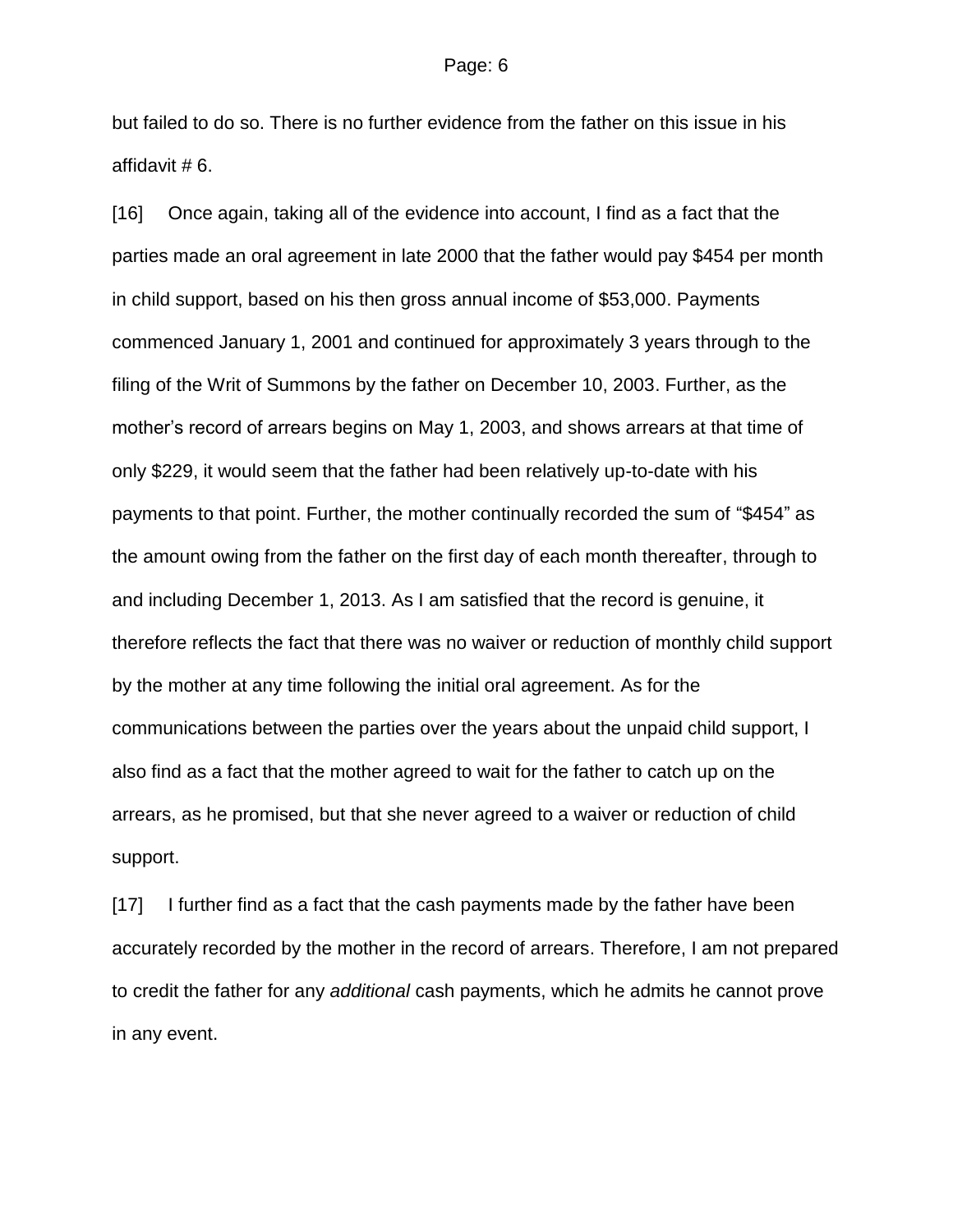but failed to do so. There is no further evidence from the father on this issue in his affidavit # 6.

[16] Once again, taking all of the evidence into account, I find as a fact that the parties made an oral agreement in late 2000 that the father would pay $454 per month in child support, based on his then gross annual income of $53,000. Payments commenced January 1, 2001 and continued for approximately 3 years through to the filing of the Writ of Summons by the father on December 10, 2003. Further, as the mother's record of arrears begins on May 1, 2003, and shows arrears at that time of only $229, it would seem that the father had been relatively up-to-date with his payments to that point. Further, the mother continually recorded the sum of "$454" as the amount owing from the father on the first day of each month thereafter, through to and including December 1, 2013. As I am satisfied that the record is genuine, it therefore reflects the fact that there was no waiver or reduction of monthly child support by the mother at any time following the initial oral agreement. As for the communications between the parties over the years about the unpaid child support, I also find as a fact that the mother agreed to wait for the father to catch up on the arrears, as he promised, but that she never agreed to a waiver or reduction of child support.

[17] I further find as a fact that the cash payments made by the father have been accurately recorded by the mother in the record of arrears. Therefore, I am not prepared to credit the father for any *additional* cash payments, which he admits he cannot prove in any event.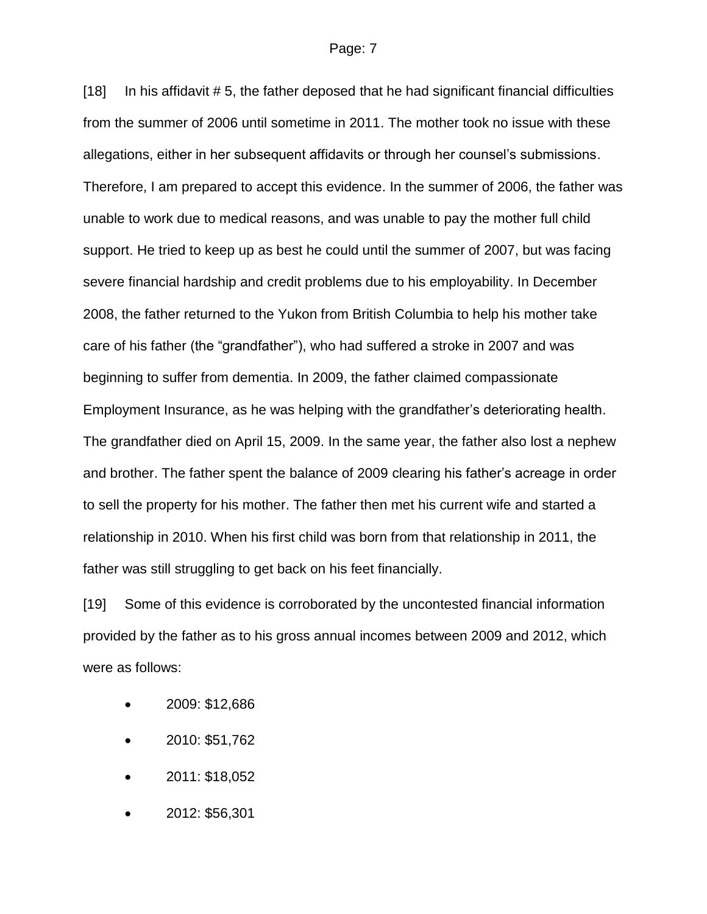[18] In his affidavit # 5, the father deposed that he had significant financial difficulties from the summer of 2006 until sometime in 2011. The mother took no issue with these allegations, either in her subsequent affidavits or through her counsel's submissions. Therefore, I am prepared to accept this evidence. In the summer of 2006, the father was unable to work due to medical reasons, and was unable to pay the mother full child support. He tried to keep up as best he could until the summer of 2007, but was facing severe financial hardship and credit problems due to his employability. In December 2008, the father returned to the Yukon from British Columbia to help his mother take care of his father (the "grandfather"), who had suffered a stroke in 2007 and was beginning to suffer from dementia. In 2009, the father claimed compassionate Employment Insurance, as he was helping with the grandfather's deteriorating health. The grandfather died on April 15, 2009. In the same year, the father also lost a nephew and brother. The father spent the balance of 2009 clearing his father's acreage in order to sell the property for his mother. The father then met his current wife and started a relationship in 2010. When his first child was born from that relationship in 2011, the father was still struggling to get back on his feet financially.

[19] Some of this evidence is corroborated by the uncontested financial information provided by the father as to his gross annual incomes between 2009 and 2012, which were as follows:

- 2009: $12,686
- 2010: $51,762
- 2011: $18,052
- 2012: $56,301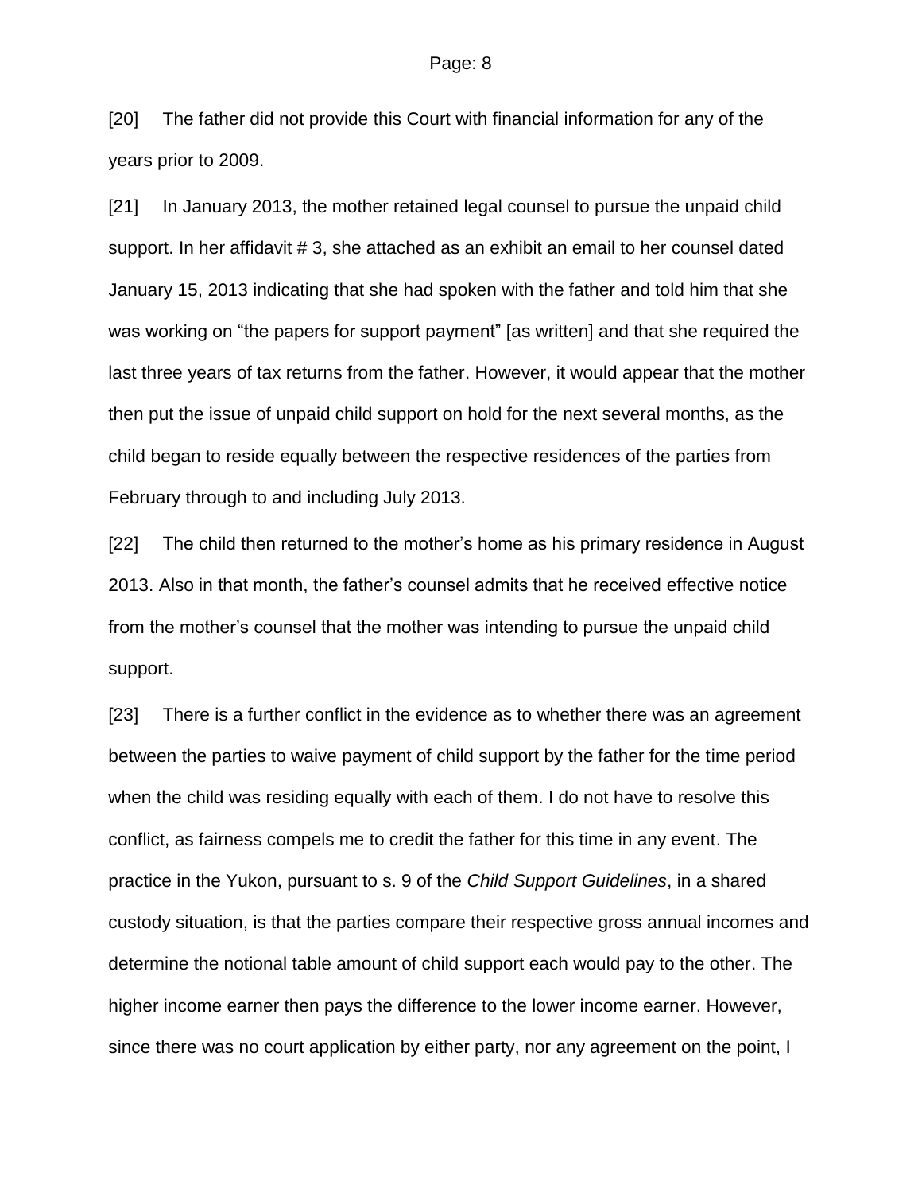[20] The father did not provide this Court with financial information for any of the years prior to 2009.

[21] In January 2013, the mother retained legal counsel to pursue the unpaid child support. In her affidavit # 3, she attached as an exhibit an email to her counsel dated January 15, 2013 indicating that she had spoken with the father and told him that she was working on "the papers for support payment" [as written] and that she required the last three years of tax returns from the father. However, it would appear that the mother then put the issue of unpaid child support on hold for the next several months, as the child began to reside equally between the respective residences of the parties from February through to and including July 2013.

[22] The child then returned to the mother's home as his primary residence in August 2013. Also in that month, the father's counsel admits that he received effective notice from the mother's counsel that the mother was intending to pursue the unpaid child support.

[23] There is a further conflict in the evidence as to whether there was an agreement between the parties to waive payment of child support by the father for the time period when the child was residing equally with each of them. I do not have to resolve this conflict, as fairness compels me to credit the father for this time in any event. The practice in the Yukon, pursuant to s. 9 of the *Child Support Guidelines*, in a shared custody situation, is that the parties compare their respective gross annual incomes and determine the notional table amount of child support each would pay to the other. The higher income earner then pays the difference to the lower income earner. However, since there was no court application by either party, nor any agreement on the point, I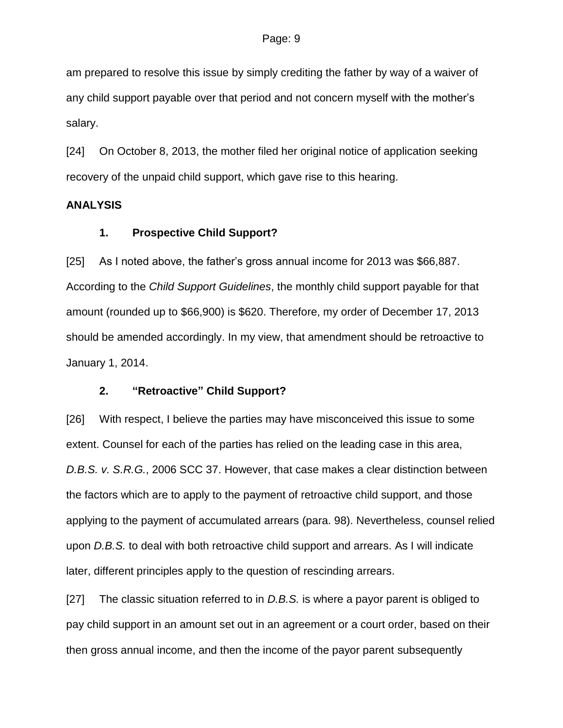am prepared to resolve this issue by simply crediting the father by way of a waiver of any child support payable over that period and not concern myself with the mother's salary.

[24] On October 8, 2013, the mother filed her original notice of application seeking recovery of the unpaid child support, which gave rise to this hearing.

**ANALYSIS**

**1. Prospective Child Support?**

[25] As I noted above, the father's gross annual income for 2013 was $66,887. According to the *Child Support Guidelines*, the monthly child support payable for that amount (rounded up to $66,900) is $620. Therefore, my order of December 17, 2013 should be amended accordingly. In my view, that amendment should be retroactive to January 1, 2014.

**2. "Retroactive" Child Support?**

[26] With respect, I believe the parties may have misconceived this issue to some extent. Counsel for each of the parties has relied on the leading case in this area, *D.B.S. v. S.R.G.*, 2006 SCC 37. However, that case makes a clear distinction between the factors which are to apply to the payment of retroactive child support, and those applying to the payment of accumulated arrears (para. 98). Nevertheless, counsel relied upon *D.B.S.* to deal with both retroactive child support and arrears. As I will indicate later, different principles apply to the question of rescinding arrears.

[27] The classic situation referred to in *D.B.S.* is where a payor parent is obliged to pay child support in an amount set out in an agreement or a court order, based on their then gross annual income, and then the income of the payor parent subsequently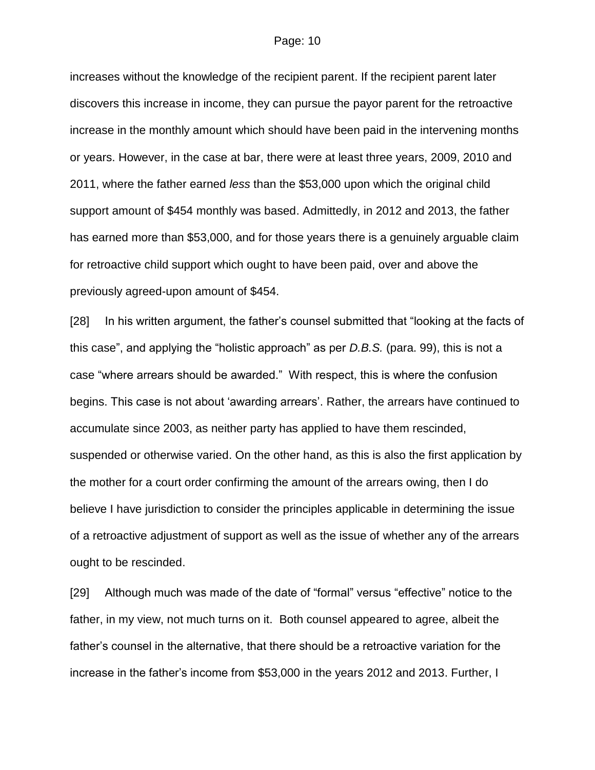increases without the knowledge of the recipient parent. If the recipient parent later discovers this increase in income, they can pursue the payor parent for the retroactive increase in the monthly amount which should have been paid in the intervening months or years. However, in the case at bar, there were at least three years, 2009, 2010 and 2011, where the father earned *less* than the $53,000 upon which the original child support amount of $454 monthly was based. Admittedly, in 2012 and 2013, the father has earned more than $53,000, and for those years there is a genuinely arguable claim for retroactive child support which ought to have been paid, over and above the previously agreed-upon amount of $454.

[28] In his written argument, the father's counsel submitted that "looking at the facts of this case", and applying the "holistic approach" as per *D.B.S.* (para. 99), this is not a case "where arrears should be awarded." With respect, this is where the confusion begins. This case is not about 'awarding arrears'. Rather, the arrears have continued to accumulate since 2003, as neither party has applied to have them rescinded, suspended or otherwise varied. On the other hand, as this is also the first application by the mother for a court order confirming the amount of the arrears owing, then I do believe I have jurisdiction to consider the principles applicable in determining the issue of a retroactive adjustment of support as well as the issue of whether any of the arrears ought to be rescinded.

[29] Although much was made of the date of "formal" versus "effective" notice to the father, in my view, not much turns on it. Both counsel appeared to agree, albeit the father's counsel in the alternative, that there should be a retroactive variation for the increase in the father's income from $53,000 in the years 2012 and 2013. Further, I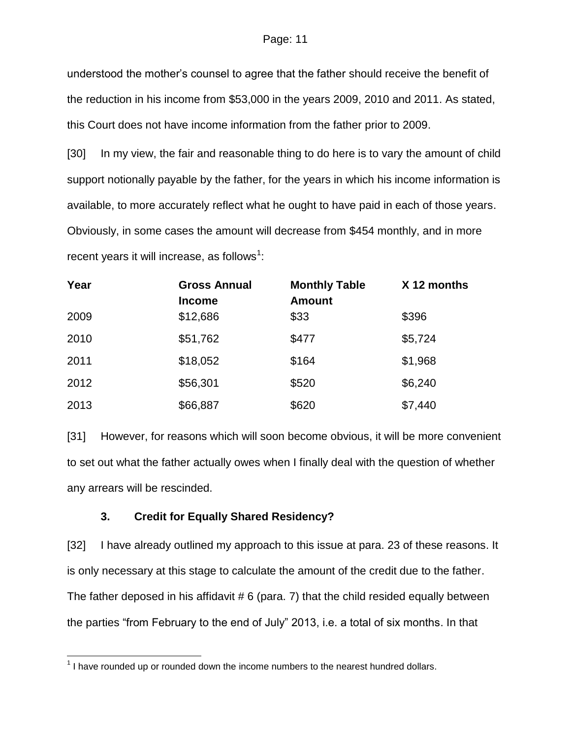understood the mother's counsel to agree that the father should receive the benefit of the reduction in his income from $53,000 in the years 2009, 2010 and 2011. As stated, this Court does not have income information from the father prior to 2009.

[30] In my view, the fair and reasonable thing to do here is to vary the amount of child support notionally payable by the father, for the years in which his income information is available, to more accurately reflect what he ought to have paid in each of those years. Obviously, in some cases the amount will decrease from $454 monthly, and in more recent years it will increase, as follows[1]:

| Year | Gross Annual Income | Monthly Table Amount | X 12 months |
|---|---|---|---|
| 2009 | $12,686 | $33 | $396 |
| 2010 | $51,762 | $477 | $5,724 |
| 2011 | $18,052 | $164 | $1,968 |
| 2012 | $56,301 | $520 | $6,240 |
| 2013 | $66,887 | $620 | $7,440 |

[31] However, for reasons which will soon become obvious, it will be more convenient to set out what the father actually owes when I finally deal with the question of whether any arrears will be rescinded.

### 3. Credit for Equally Shared Residency?

[32] I have already outlined my approach to this issue at para. 23 of these reasons. It is only necessary at this stage to calculate the amount of the credit due to the father. The father deposed in his affidavit # 6 (para. 7) that the child resided equally between the parties "from February to the end of July" 2013, i.e. a total of six months. In that

[1] I have rounded up or rounded down the income numbers to the nearest hundred dollars.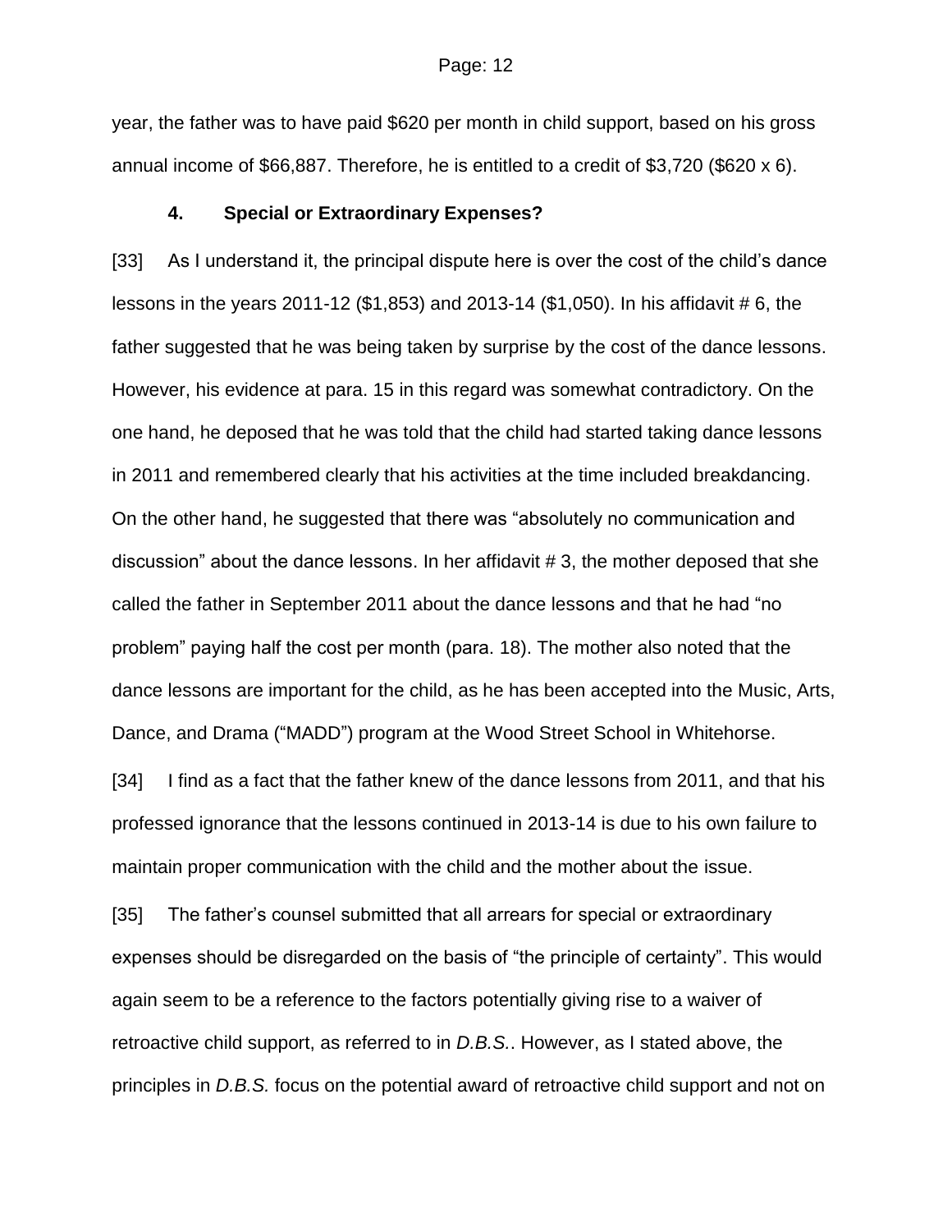year, the father was to have paid $620 per month in child support, based on his gross annual income of $66,887. Therefore, he is entitled to a credit of $3,720 ($620 x 6).

#### 4. Special or Extraordinary Expenses?

[33] As I understand it, the principal dispute here is over the cost of the child's dance lessons in the years 2011-12 ($1,853) and 2013-14 ($1,050). In his affidavit # 6, the father suggested that he was being taken by surprise by the cost of the dance lessons. However, his evidence at para. 15 in this regard was somewhat contradictory. On the one hand, he deposed that he was told that the child had started taking dance lessons in 2011 and remembered clearly that his activities at the time included breakdancing. On the other hand, he suggested that there was "absolutely no communication and discussion" about the dance lessons. In her affidavit # 3, the mother deposed that she called the father in September 2011 about the dance lessons and that he had "no problem" paying half the cost per month (para. 18). The mother also noted that the dance lessons are important for the child, as he has been accepted into the Music, Arts, Dance, and Drama ("MADD") program at the Wood Street School in Whitehorse.

[34] I find as a fact that the father knew of the dance lessons from 2011, and that his professed ignorance that the lessons continued in 2013-14 is due to his own failure to maintain proper communication with the child and the mother about the issue.

[35] The father's counsel submitted that all arrears for special or extraordinary expenses should be disregarded on the basis of "the principle of certainty". This would again seem to be a reference to the factors potentially giving rise to a waiver of retroactive child support, as referred to in *D.B.S.*. However, as I stated above, the principles in *D.B.S.* focus on the potential award of retroactive child support and not on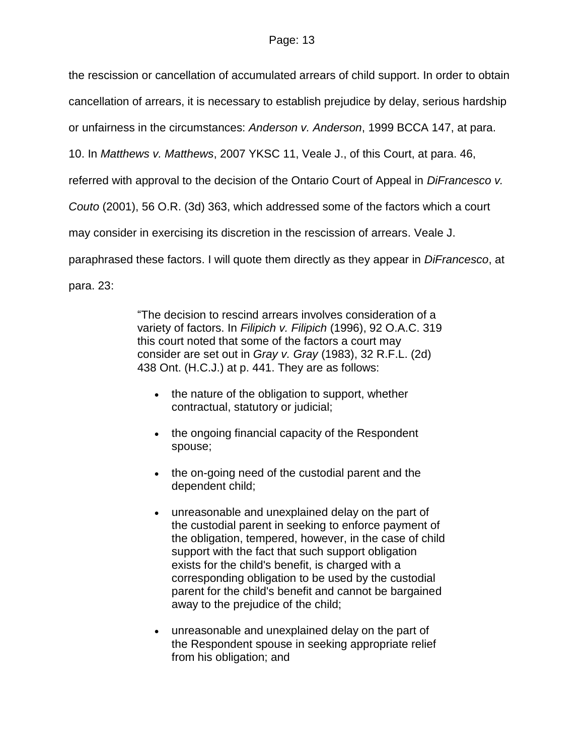the rescission or cancellation of accumulated arrears of child support. In order to obtain cancellation of arrears, it is necessary to establish prejudice by delay, serious hardship or unfairness in the circumstances: *Anderson v. Anderson*, 1999 BCCA 147, at para. 10. In *Matthews v. Matthews*, 2007 YKSC 11, Veale J., of this Court, at para. 46, referred with approval to the decision of the Ontario Court of Appeal in *DiFrancesco v. Couto* (2001), 56 O.R. (3d) 363, which addressed some of the factors which a court may consider in exercising its discretion in the rescission of arrears. Veale J. paraphrased these factors. I will quote them directly as they appear in *DiFrancesco*, at para. 23:

> "The decision to rescind arrears involves consideration of a variety of factors. In *Filipich v. Filipich* (1996), 92 O.A.C. 319 this court noted that some of the factors a court may consider are set out in *Gray v. Gray* (1983), 32 R.F.L. (2d) 438 Ont. (H.C.J.) at p. 441. They are as follows:
>
> - the nature of the obligation to support, whether contractual, statutory or judicial;
> - the ongoing financial capacity of the Respondent spouse;
> - the on-going need of the custodial parent and the dependent child;
> - unreasonable and unexplained delay on the part of the custodial parent in seeking to enforce payment of the obligation, tempered, however, in the case of child support with the fact that such support obligation exists for the child's benefit, is charged with a corresponding obligation to be used by the custodial parent for the child's benefit and cannot be bargained away to the prejudice of the child;
> - unreasonable and unexplained delay on the part of the Respondent spouse in seeking appropriate relief from his obligation; and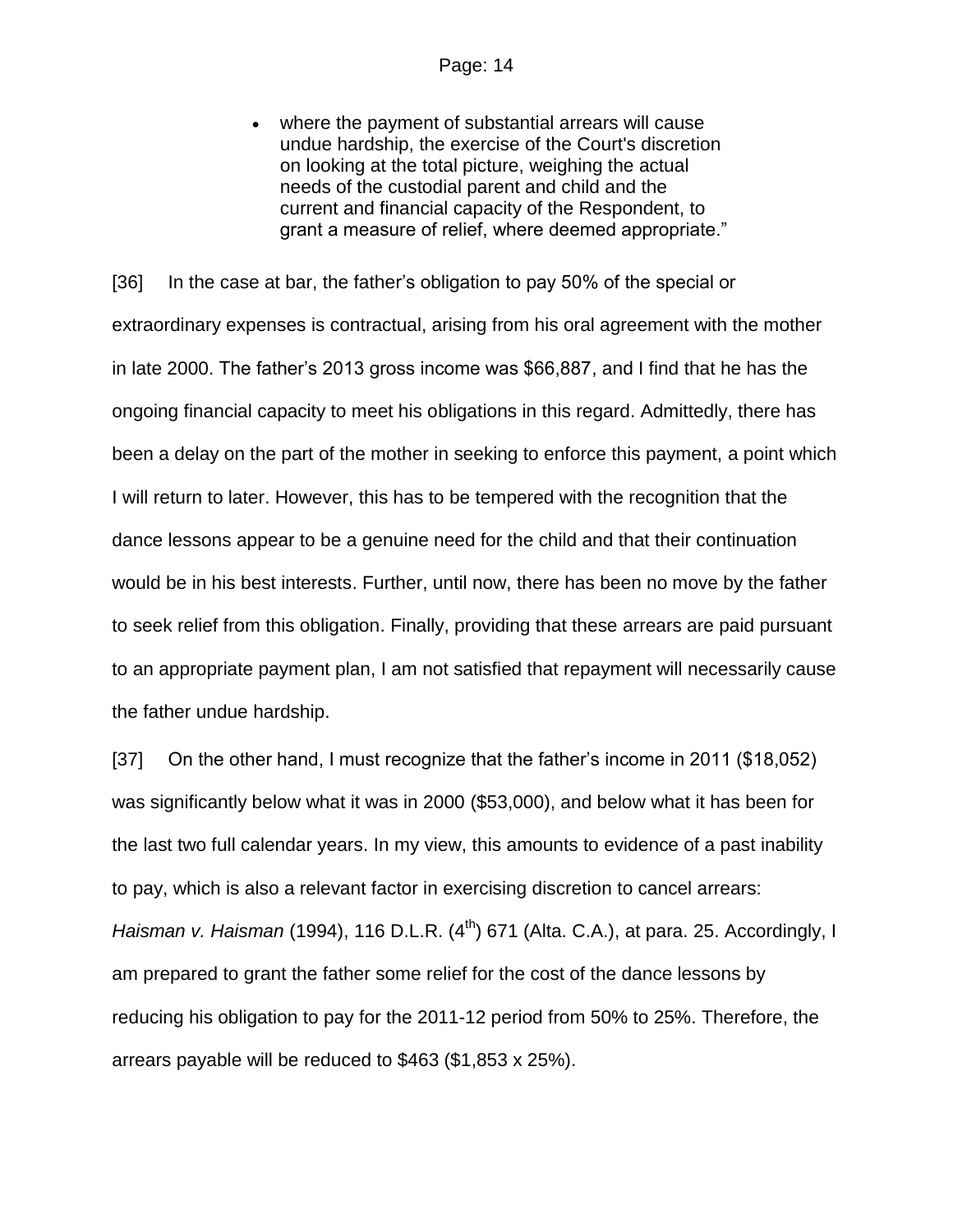- where the payment of substantial arrears will cause undue hardship, the exercise of the Court's discretion on looking at the total picture, weighing the actual needs of the custodial parent and child and the current and financial capacity of the Respondent, to grant a measure of relief, where deemed appropriate."

[36] In the case at bar, the father's obligation to pay 50% of the special or extraordinary expenses is contractual, arising from his oral agreement with the mother in late 2000. The father's 2013 gross income was $66,887, and I find that he has the ongoing financial capacity to meet his obligations in this regard. Admittedly, there has been a delay on the part of the mother in seeking to enforce this payment, a point which I will return to later. However, this has to be tempered with the recognition that the dance lessons appear to be a genuine need for the child and that their continuation would be in his best interests. Further, until now, there has been no move by the father to seek relief from this obligation. Finally, providing that these arrears are paid pursuant to an appropriate payment plan, I am not satisfied that repayment will necessarily cause the father undue hardship.

[37] On the other hand, I must recognize that the father's income in 2011 ($18,052) was significantly below what it was in 2000 ($53,000), and below what it has been for the last two full calendar years. In my view, this amounts to evidence of a past inability to pay, which is also a relevant factor in exercising discretion to cancel arrears: *Haisman v. Haisman* (1994), 116 D.L.R. (4th) 671 (Alta. C.A.), at para. 25. Accordingly, I am prepared to grant the father some relief for the cost of the dance lessons by reducing his obligation to pay for the 2011-12 period from 50% to 25%. Therefore, the arrears payable will be reduced to $463 ($1,853 x 25%).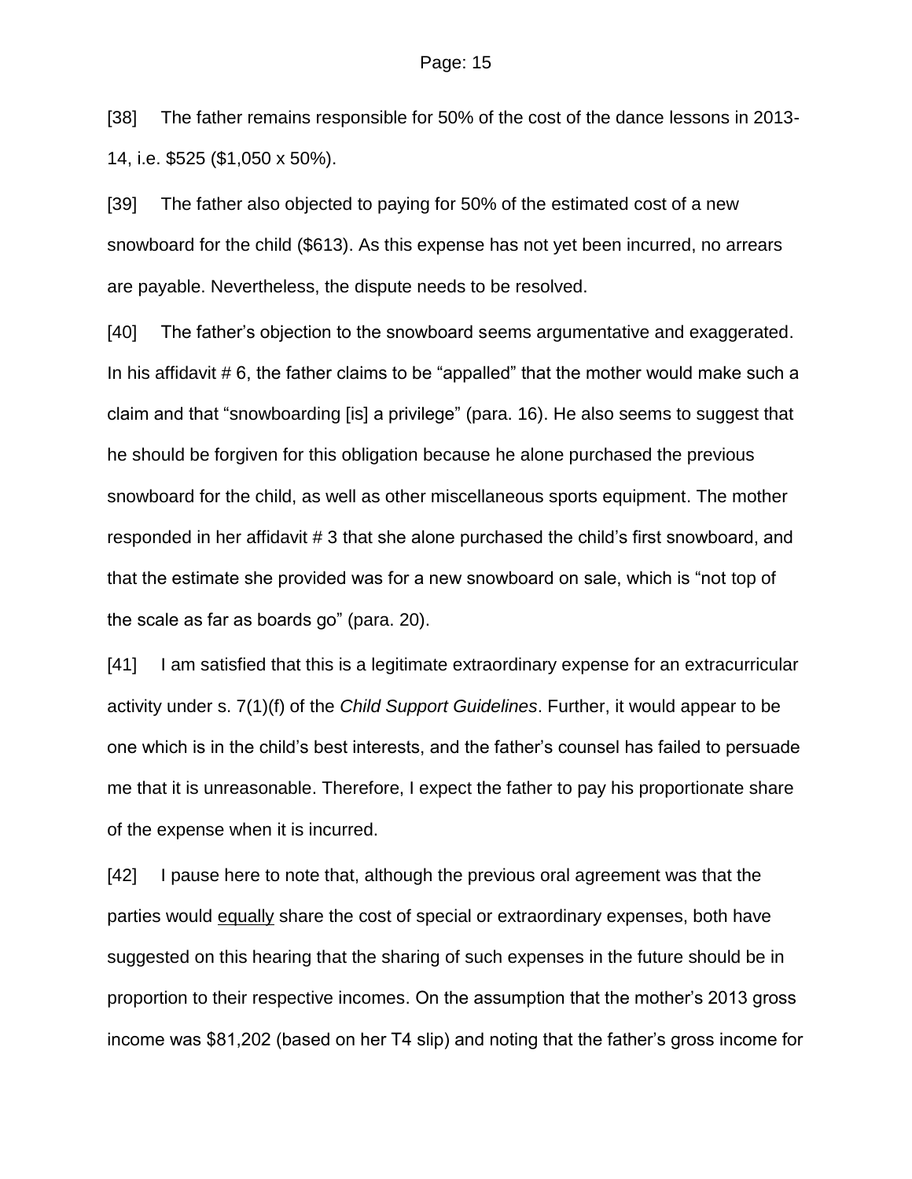[38] The father remains responsible for 50% of the cost of the dance lessons in 2013-14, i.e. $525 ($1,050 x 50%).

[39] The father also objected to paying for 50% of the estimated cost of a new snowboard for the child ($613). As this expense has not yet been incurred, no arrears are payable. Nevertheless, the dispute needs to be resolved.

[40] The father's objection to the snowboard seems argumentative and exaggerated. In his affidavit # 6, the father claims to be "appalled" that the mother would make such a claim and that "snowboarding [is] a privilege" (para. 16). He also seems to suggest that he should be forgiven for this obligation because he alone purchased the previous snowboard for the child, as well as other miscellaneous sports equipment. The mother responded in her affidavit # 3 that she alone purchased the child's first snowboard, and that the estimate she provided was for a new snowboard on sale, which is "not top of the scale as far as boards go" (para. 20).

[41] I am satisfied that this is a legitimate extraordinary expense for an extracurricular activity under s. 7(1)(f) of the *Child Support Guidelines*. Further, it would appear to be one which is in the child's best interests, and the father's counsel has failed to persuade me that it is unreasonable. Therefore, I expect the father to pay his proportionate share of the expense when it is incurred.

[42] I pause here to note that, although the previous oral agreement was that the parties would <u>equally</u> share the cost of special or extraordinary expenses, both have suggested on this hearing that the sharing of such expenses in the future should be in proportion to their respective incomes. On the assumption that the mother's 2013 gross income was $81,202 (based on her T4 slip) and noting that the father's gross income for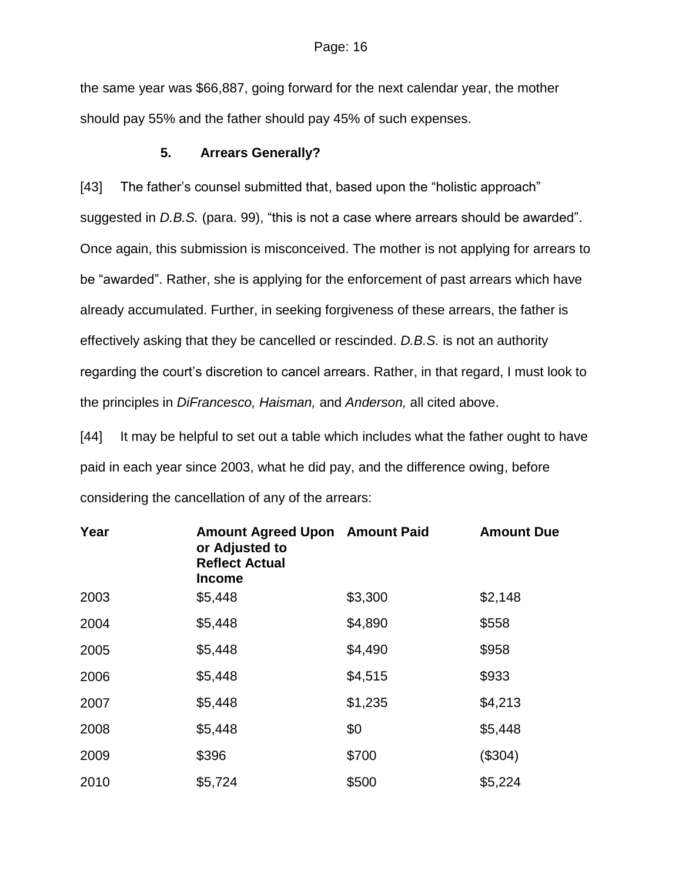the same year was $66,887, going forward for the next calendar year, the mother should pay 55% and the father should pay 45% of such expenses.

### 5. Arrears Generally?

[43] The father's counsel submitted that, based upon the "holistic approach" suggested in *D.B.S.* (para. 99), "this is not a case where arrears should be awarded". Once again, this submission is misconceived. The mother is not applying for arrears to be "awarded". Rather, she is applying for the enforcement of past arrears which have already accumulated. Further, in seeking forgiveness of these arrears, the father is effectively asking that they be cancelled or rescinded. *D.B.S.* is not an authority regarding the court's discretion to cancel arrears. Rather, in that regard, I must look to the principles in *DiFrancesco, Haisman,* and *Anderson,* all cited above.

[44] It may be helpful to set out a table which includes what the father ought to have paid in each year since 2003, what he did pay, and the difference owing, before considering the cancellation of any of the arrears:

| Year | Amount Agreed Upon or Adjusted to Reflect Actual Income | Amount Paid | Amount Due |
|---|---|---|---|
| 2003 | $5,448 | $3,300 | $2,148 |
| 2004 | $5,448 | $4,890 | $558 |
| 2005 | $5,448 | $4,490 | $958 |
| 2006 | $5,448 | $4,515 | $933 |
| 2007 | $5,448 | $1,235 | $4,213 |
| 2008 | $5,448 | $0 | $5,448 |
| 2009 | $396 | $700 | ($304) |
| 2010 | $5,724 | $500 | $5,224 |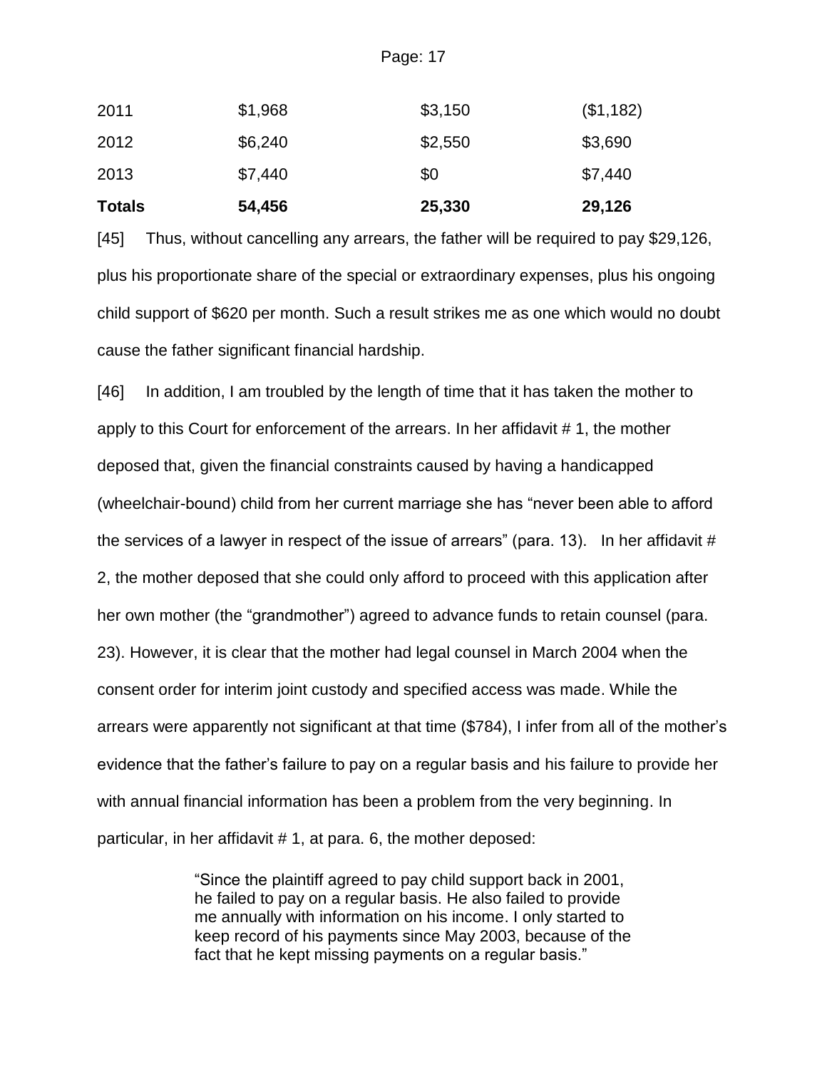| | | | |
|---|---|---|---|
| 2011 | $1,968 | $3,150 | ($1,182) |
| 2012 | $6,240 | $2,550 | $3,690 |
| 2013 | $7,440 | $0 | $7,440 |
| **Totals** | **54,456** | **25,330** | **29,126** |

[45] Thus, without cancelling any arrears, the father will be required to pay $29,126, plus his proportionate share of the special or extraordinary expenses, plus his ongoing child support of $620 per month. Such a result strikes me as one which would no doubt cause the father significant financial hardship.

[46] In addition, I am troubled by the length of time that it has taken the mother to apply to this Court for enforcement of the arrears. In her affidavit # 1, the mother deposed that, given the financial constraints caused by having a handicapped (wheelchair-bound) child from her current marriage she has "never been able to afford the services of a lawyer in respect of the issue of arrears" (para. 13). In her affidavit # 2, the mother deposed that she could only afford to proceed with this application after her own mother (the "grandmother") agreed to advance funds to retain counsel (para. 23). However, it is clear that the mother had legal counsel in March 2004 when the consent order for interim joint custody and specified access was made. While the arrears were apparently not significant at that time ($784), I infer from all of the mother's evidence that the father's failure to pay on a regular basis and his failure to provide her with annual financial information has been a problem from the very beginning. In particular, in her affidavit # 1, at para. 6, the mother deposed:

> "Since the plaintiff agreed to pay child support back in 2001, he failed to pay on a regular basis. He also failed to provide me annually with information on his income. I only started to keep record of his payments since May 2003, because of the fact that he kept missing payments on a regular basis."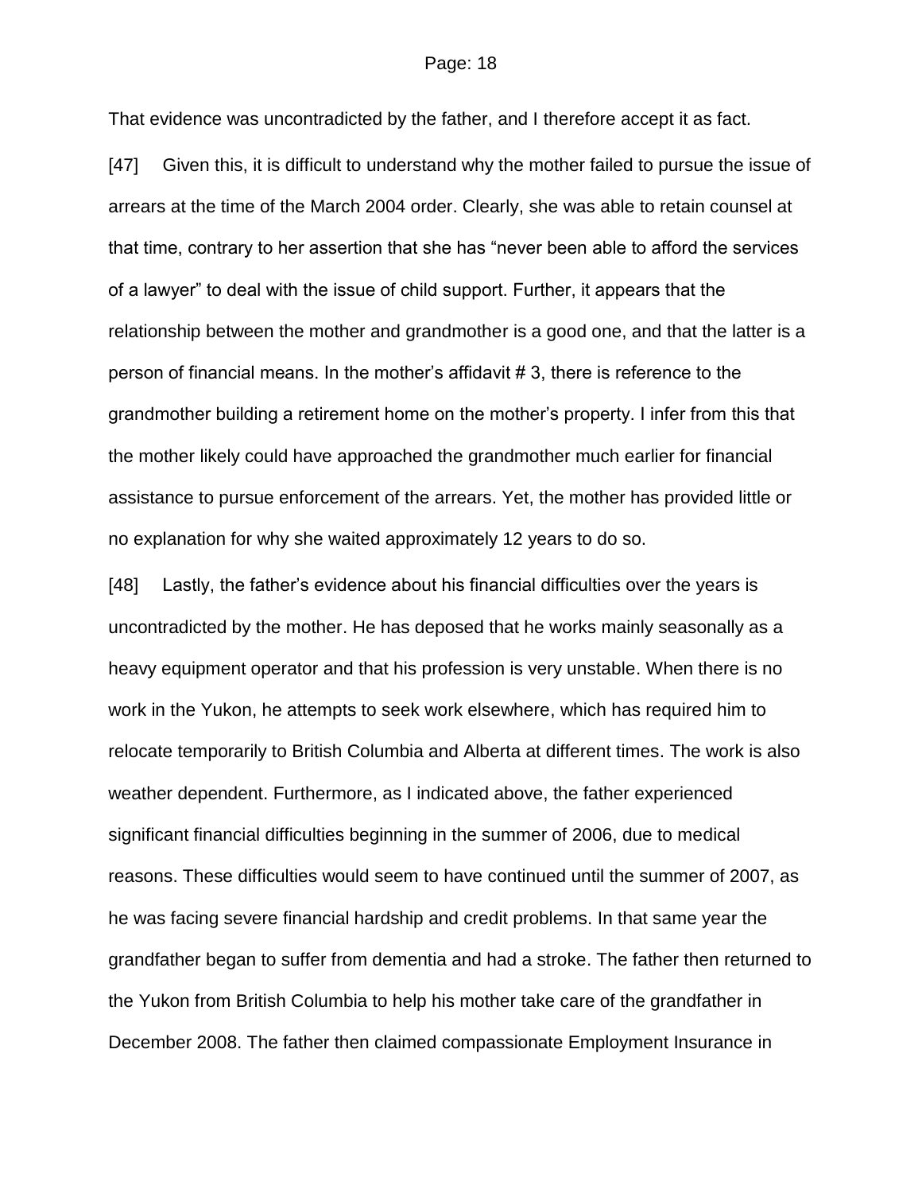That evidence was uncontradicted by the father, and I therefore accept it as fact.

[47] Given this, it is difficult to understand why the mother failed to pursue the issue of arrears at the time of the March 2004 order. Clearly, she was able to retain counsel at that time, contrary to her assertion that she has "never been able to afford the services of a lawyer" to deal with the issue of child support. Further, it appears that the relationship between the mother and grandmother is a good one, and that the latter is a person of financial means. In the mother's affidavit # 3, there is reference to the grandmother building a retirement home on the mother's property. I infer from this that the mother likely could have approached the grandmother much earlier for financial assistance to pursue enforcement of the arrears. Yet, the mother has provided little or no explanation for why she waited approximately 12 years to do so.

[48] Lastly, the father's evidence about his financial difficulties over the years is uncontradicted by the mother. He has deposed that he works mainly seasonally as a heavy equipment operator and that his profession is very unstable. When there is no work in the Yukon, he attempts to seek work elsewhere, which has required him to relocate temporarily to British Columbia and Alberta at different times. The work is also weather dependent. Furthermore, as I indicated above, the father experienced significant financial difficulties beginning in the summer of 2006, due to medical reasons. These difficulties would seem to have continued until the summer of 2007, as he was facing severe financial hardship and credit problems. In that same year the grandfather began to suffer from dementia and had a stroke. The father then returned to the Yukon from British Columbia to help his mother take care of the grandfather in December 2008. The father then claimed compassionate Employment Insurance in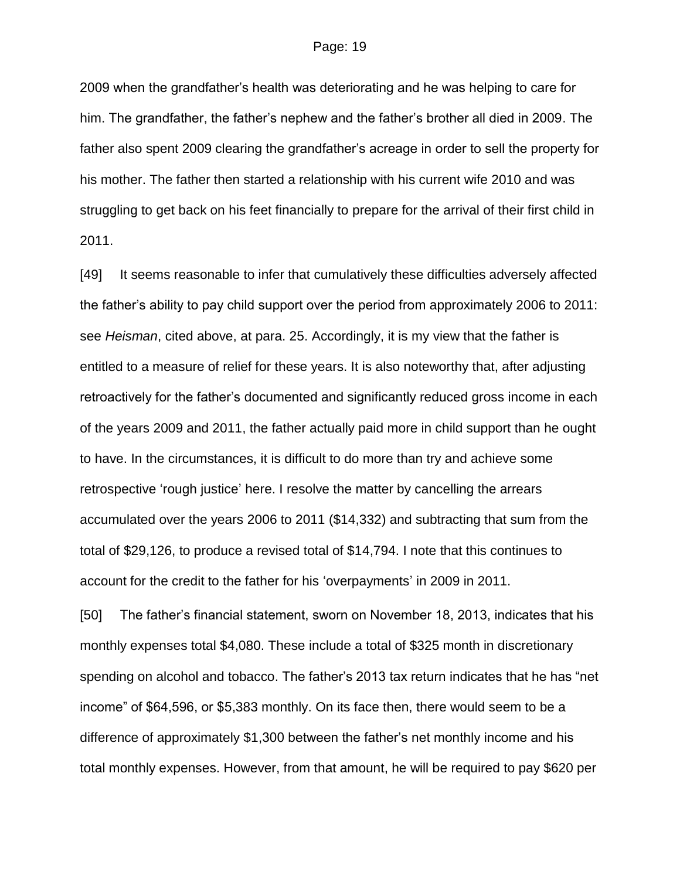2009 when the grandfather's health was deteriorating and he was helping to care for him. The grandfather, the father's nephew and the father's brother all died in 2009. The father also spent 2009 clearing the grandfather's acreage in order to sell the property for his mother. The father then started a relationship with his current wife 2010 and was struggling to get back on his feet financially to prepare for the arrival of their first child in 2011.

[49] It seems reasonable to infer that cumulatively these difficulties adversely affected the father's ability to pay child support over the period from approximately 2006 to 2011: see *Heisman*, cited above, at para. 25. Accordingly, it is my view that the father is entitled to a measure of relief for these years. It is also noteworthy that, after adjusting retroactively for the father's documented and significantly reduced gross income in each of the years 2009 and 2011, the father actually paid more in child support than he ought to have. In the circumstances, it is difficult to do more than try and achieve some retrospective 'rough justice' here. I resolve the matter by cancelling the arrears accumulated over the years 2006 to 2011 ($14,332) and subtracting that sum from the total of $29,126, to produce a revised total of $14,794. I note that this continues to account for the credit to the father for his 'overpayments' in 2009 in 2011.

[50] The father's financial statement, sworn on November 18, 2013, indicates that his monthly expenses total $4,080. These include a total of $325 month in discretionary spending on alcohol and tobacco. The father's 2013 tax return indicates that he has "net income" of $64,596, or $5,383 monthly. On its face then, there would seem to be a difference of approximately $1,300 between the father's net monthly income and his total monthly expenses. However, from that amount, he will be required to pay $620 per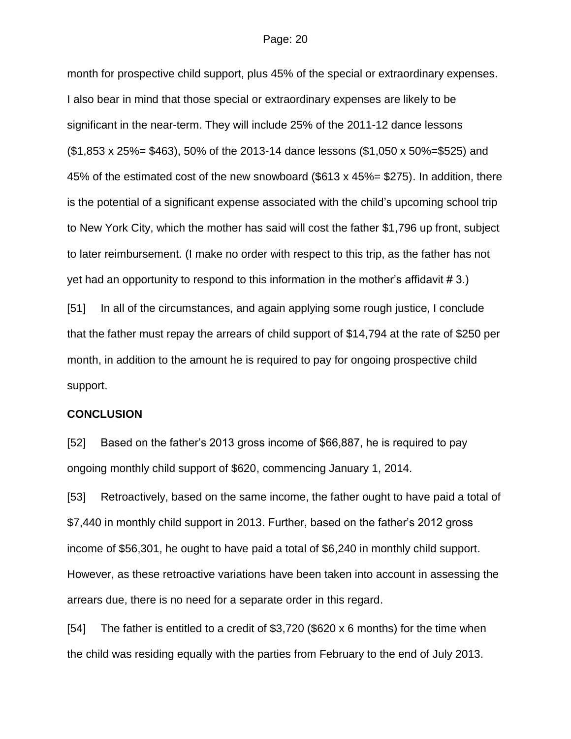month for prospective child support, plus 45% of the special or extraordinary expenses. I also bear in mind that those special or extraordinary expenses are likely to be significant in the near-term. They will include 25% of the 2011-12 dance lessons ($1,853 x 25%= $463), 50% of the 2013-14 dance lessons ($1,050 x 50%=$525) and 45% of the estimated cost of the new snowboard ($613 x 45%= $275). In addition, there is the potential of a significant expense associated with the child's upcoming school trip to New York City, which the mother has said will cost the father $1,796 up front, subject to later reimbursement. (I make no order with respect to this trip, as the father has not yet had an opportunity to respond to this information in the mother's affidavit # 3.)

[51] In all of the circumstances, and again applying some rough justice, I conclude that the father must repay the arrears of child support of $14,794 at the rate of $250 per month, in addition to the amount he is required to pay for ongoing prospective child support.

**CONCLUSION**

[52] Based on the father's 2013 gross income of $66,887, he is required to pay ongoing monthly child support of $620, commencing January 1, 2014.

[53] Retroactively, based on the same income, the father ought to have paid a total of $7,440 in monthly child support in 2013. Further, based on the father's 2012 gross income of $56,301, he ought to have paid a total of $6,240 in monthly child support. However, as these retroactive variations have been taken into account in assessing the arrears due, there is no need for a separate order in this regard.

[54] The father is entitled to a credit of $3,720 ($620 x 6 months) for the time when the child was residing equally with the parties from February to the end of July 2013.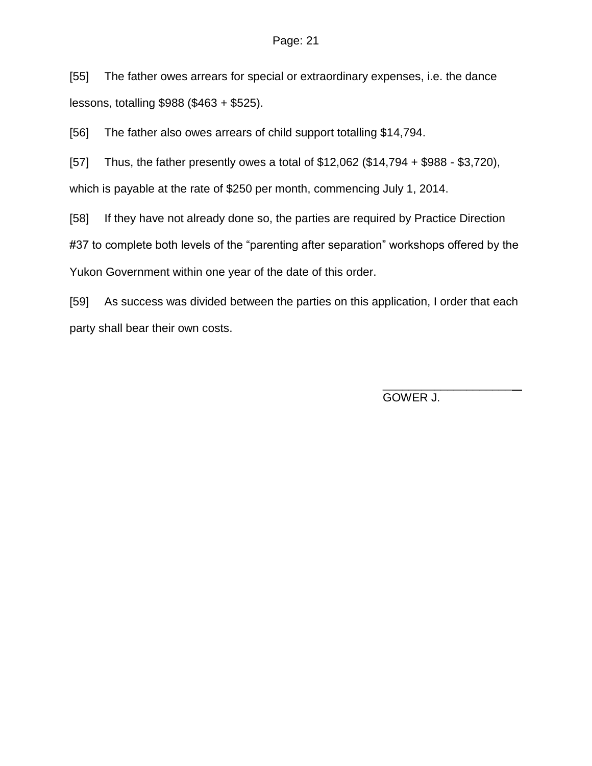[55] The father owes arrears for special or extraordinary expenses, i.e. the dance lessons, totalling $988 ($463 + $525).

[56] The father also owes arrears of child support totalling $14,794.

[57] Thus, the father presently owes a total of $12,062 ($14,794 + $988 - $3,720), which is payable at the rate of $250 per month, commencing July 1, 2014.

[58] If they have not already done so, the parties are required by Practice Direction #37 to complete both levels of the "parenting after separation" workshops offered by the Yukon Government within one year of the date of this order.

[59] As success was divided between the parties on this application, I order that each party shall bear their own costs.

\_\_\_\_\_\_\_\_\_\_\_\_\_\_\_\_\_\_\_\_\_\_

GOWER J.